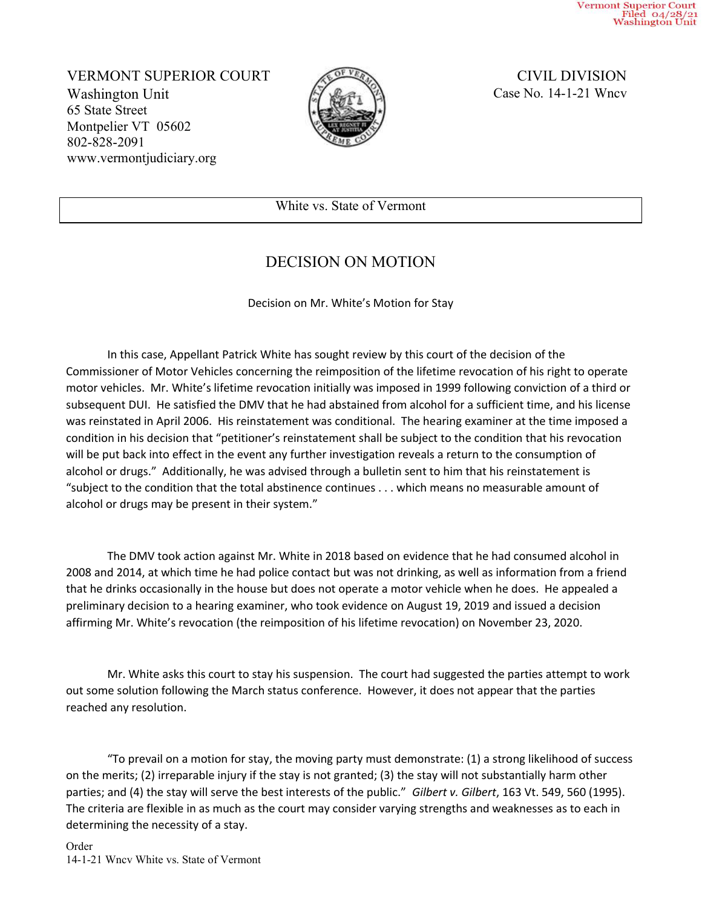Vermont Superior Court
Filed 04/28/21
Washington Unit

VERMONT SUPERIOR COURT
Washington Unit
65 State Street
Montpelier VT 05602
802-828-2091
www.vermontjudiciary.org

CIVIL DIVISION
Case No. 14-1-21 Wncv

White vs. State of Vermont

# DECISION ON MOTION

Decision on Mr. White's Motion for Stay

In this case, Appellant Patrick White has sought review by this court of the decision of the Commissioner of Motor Vehicles concerning the reimposition of the lifetime revocation of his right to operate motor vehicles. Mr. White's lifetime revocation initially was imposed in 1999 following conviction of a third or subsequent DUI. He satisfied the DMV that he had abstained from alcohol for a sufficient time, and his license was reinstated in April 2006. His reinstatement was conditional. The hearing examiner at the time imposed a condition in his decision that "petitioner's reinstatement shall be subject to the condition that his revocation will be put back into effect in the event any further investigation reveals a return to the consumption of alcohol or drugs." Additionally, he was advised through a bulletin sent to him that his reinstatement is "subject to the condition that the total abstinence continues . . . which means no measurable amount of alcohol or drugs may be present in their system."

The DMV took action against Mr. White in 2018 based on evidence that he had consumed alcohol in 2008 and 2014, at which time he had police contact but was not drinking, as well as information from a friend that he drinks occasionally in the house but does not operate a motor vehicle when he does. He appealed a preliminary decision to a hearing examiner, who took evidence on August 19, 2019 and issued a decision affirming Mr. White's revocation (the reimposition of his lifetime revocation) on November 23, 2020.

Mr. White asks this court to stay his suspension. The court had suggested the parties attempt to work out some solution following the March status conference. However, it does not appear that the parties reached any resolution.

"To prevail on a motion for stay, the moving party must demonstrate: (1) a strong likelihood of success on the merits; (2) irreparable injury if the stay is not granted; (3) the stay will not substantially harm other parties; and (4) the stay will serve the best interests of the public." *Gilbert v. Gilbert*, 163 Vt. 549, 560 (1995). The criteria are flexible in as much as the court may consider varying strengths and weaknesses as to each in determining the necessity of a stay.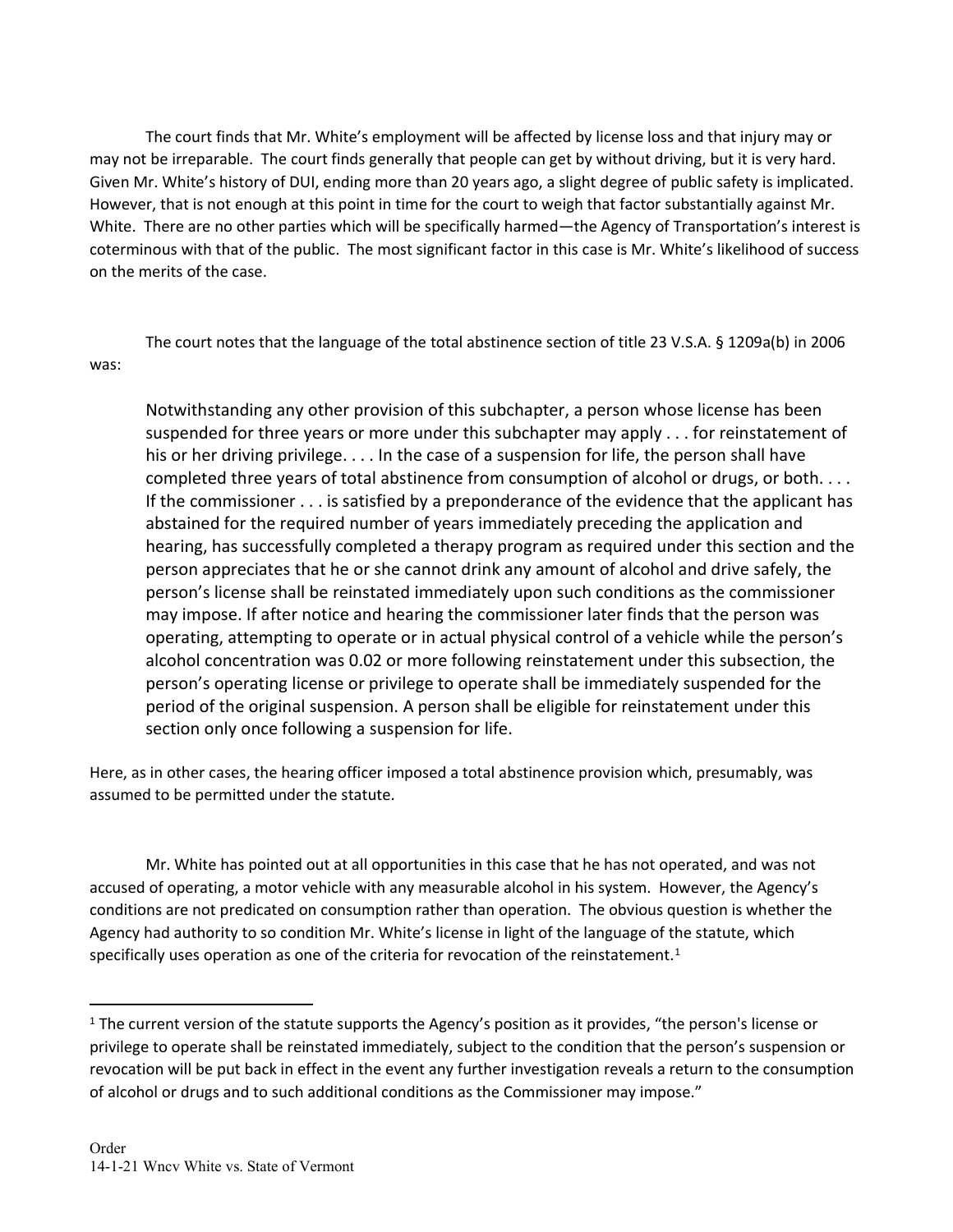The court finds that Mr. White's employment will be affected by license loss and that injury may or may not be irreparable. The court finds generally that people can get by without driving, but it is very hard. Given Mr. White's history of DUI, ending more than 20 years ago, a slight degree of public safety is implicated. However, that is not enough at this point in time for the court to weigh that factor substantially against Mr. White. There are no other parties which will be specifically harmed—the Agency of Transportation's interest is coterminous with that of the public. The most significant factor in this case is Mr. White's likelihood of success on the merits of the case.

The court notes that the language of the total abstinence section of title 23 V.S.A. § 1209a(b) in 2006 was:

> Notwithstanding any other provision of this subchapter, a person whose license has been suspended for three years or more under this subchapter may apply . . . for reinstatement of his or her driving privilege. . . . In the case of a suspension for life, the person shall have completed three years of total abstinence from consumption of alcohol or drugs, or both. . . . If the commissioner . . . is satisfied by a preponderance of the evidence that the applicant has abstained for the required number of years immediately preceding the application and hearing, has successfully completed a therapy program as required under this section and the person appreciates that he or she cannot drink any amount of alcohol and drive safely, the person's license shall be reinstated immediately upon such conditions as the commissioner may impose. If after notice and hearing the commissioner later finds that the person was operating, attempting to operate or in actual physical control of a vehicle while the person's alcohol concentration was 0.02 or more following reinstatement under this subsection, the person's operating license or privilege to operate shall be immediately suspended for the period of the original suspension. A person shall be eligible for reinstatement under this section only once following a suspension for life.

Here, as in other cases, the hearing officer imposed a total abstinence provision which, presumably, was assumed to be permitted under the statute.

Mr. White has pointed out at all opportunities in this case that he has not operated, and was not accused of operating, a motor vehicle with any measurable alcohol in his system. However, the Agency's conditions are not predicated on consumption rather than operation. The obvious question is whether the Agency had authority to so condition Mr. White's license in light of the language of the statute, which specifically uses operation as one of the criteria for revocation of the reinstatement.[1]

---

[1] The current version of the statute supports the Agency's position as it provides, "the person's license or privilege to operate shall be reinstated immediately, subject to the condition that the person's suspension or revocation will be put back in effect in the event any further investigation reveals a return to the consumption of alcohol or drugs and to such additional conditions as the Commissioner may impose."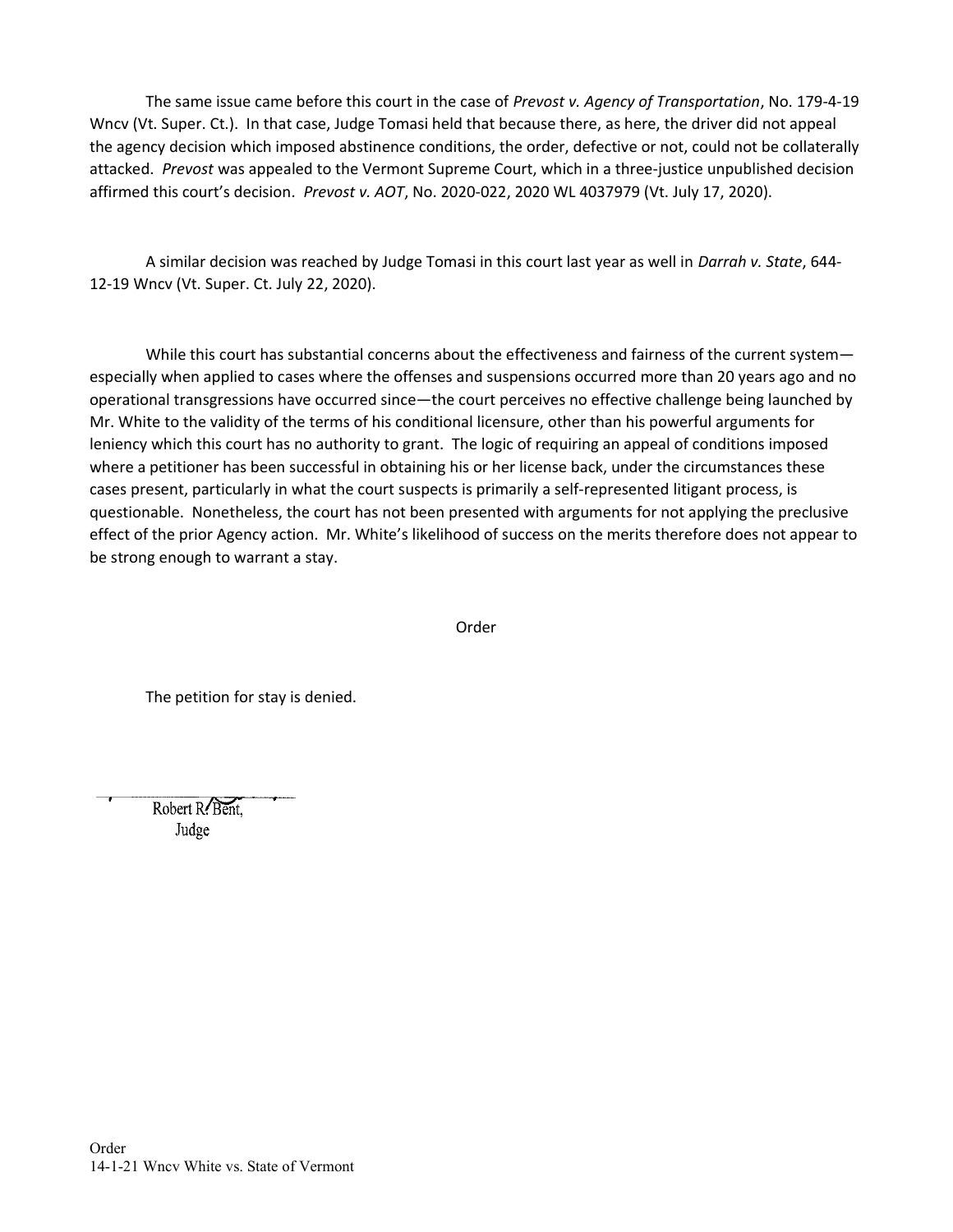The same issue came before this court in the case of *Prevost v. Agency of Transportation*, No. 179-4-19 Wncv (Vt. Super. Ct.). In that case, Judge Tomasi held that because there, as here, the driver did not appeal the agency decision which imposed abstinence conditions, the order, defective or not, could not be collaterally attacked. *Prevost* was appealed to the Vermont Supreme Court, which in a three-justice unpublished decision affirmed this court's decision. *Prevost v. AOT*, No. 2020-022, 2020 WL 4037979 (Vt. July 17, 2020).

A similar decision was reached by Judge Tomasi in this court last year as well in *Darrah v. State*, 644-12-19 Wncv (Vt. Super. Ct. July 22, 2020).

While this court has substantial concerns about the effectiveness and fairness of the current system—especially when applied to cases where the offenses and suspensions occurred more than 20 years ago and no operational transgressions have occurred since—the court perceives no effective challenge being launched by Mr. White to the validity of the terms of his conditional licensure, other than his powerful arguments for leniency which this court has no authority to grant. The logic of requiring an appeal of conditions imposed where a petitioner has been successful in obtaining his or her license back, under the circumstances these cases present, particularly in what the court suspects is primarily a self-represented litigant process, is questionable. Nonetheless, the court has not been presented with arguments for not applying the preclusive effect of the prior Agency action. Mr. White's likelihood of success on the merits therefore does not appear to be strong enough to warrant a stay.

Order

The petition for stay is denied.

Robert R. Bent,
Judge

Order
14-1-21 Wncv White vs. State of Vermont